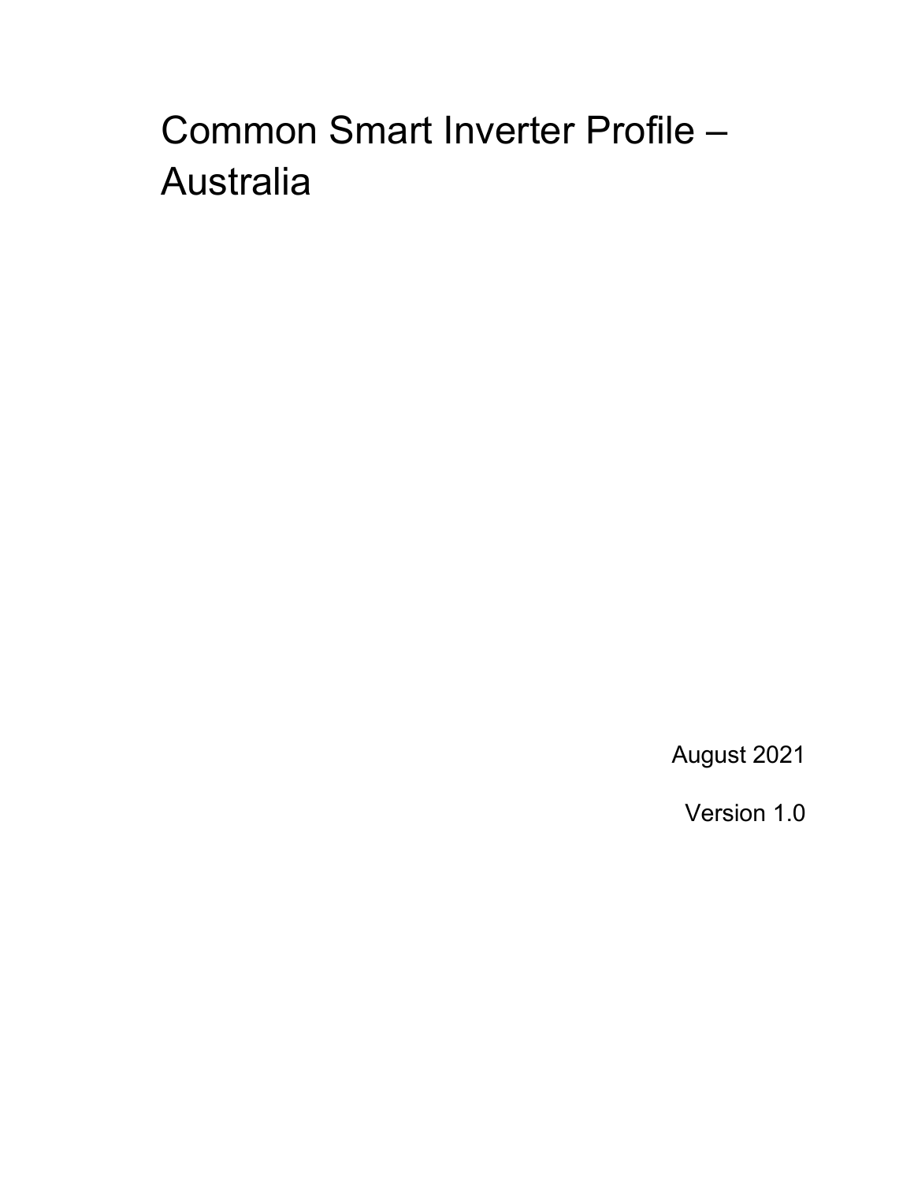# Common Smart Inverter Profile – Australia

August 2021

Version 1.0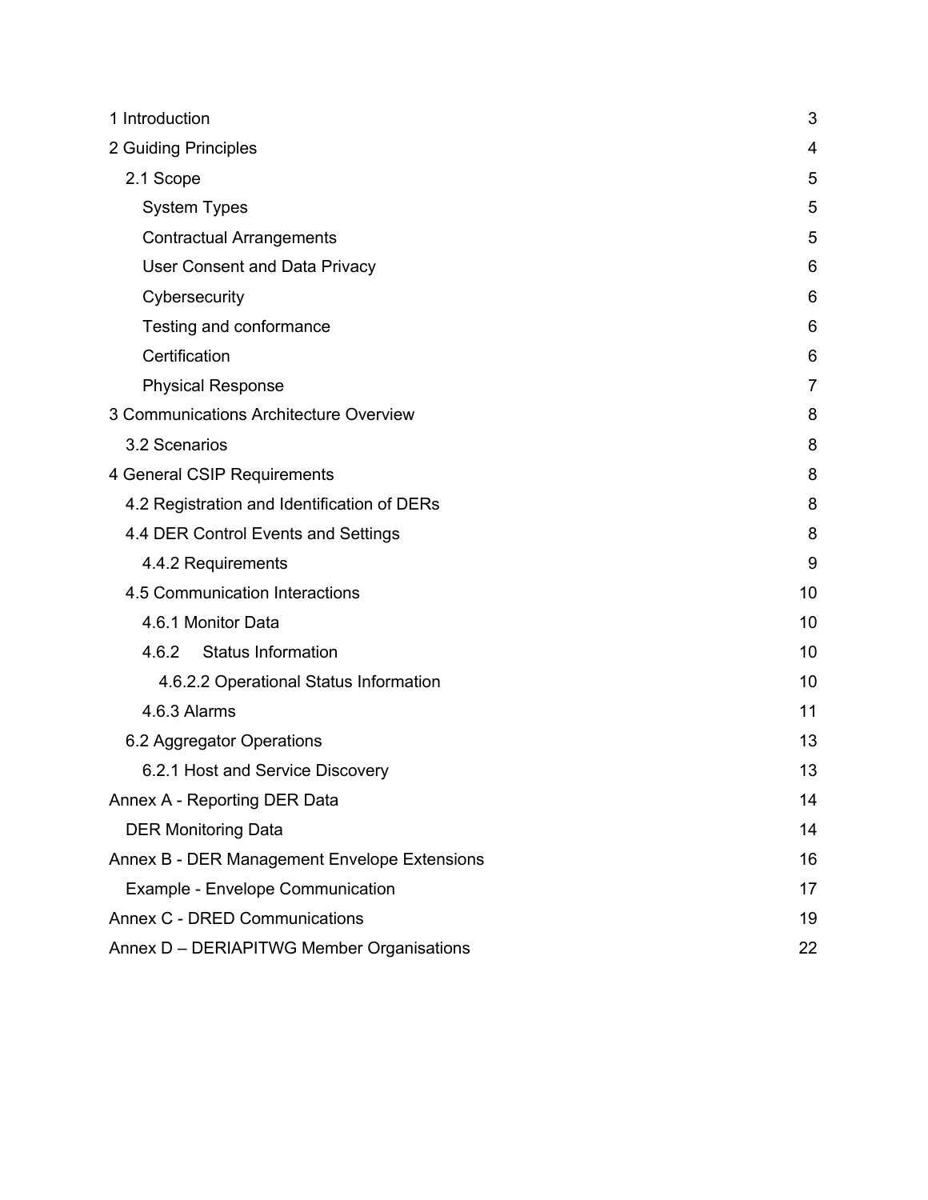| | |
|---|---|
| 1 Introduction | 3 |
| 2 Guiding Principles | 4 |
| 2.1 Scope | 5 |
| System Types | 5 |
| Contractual Arrangements | 5 |
| User Consent and Data Privacy | 6 |
| Cybersecurity | 6 |
| Testing and conformance | 6 |
| Certification | 6 |
| Physical Response | 7 |
| 3 Communications Architecture Overview | 8 |
| 3.2 Scenarios | 8 |
| 4 General CSIP Requirements | 8 |
| 4.2 Registration and Identification of DERs | 8 |
| 4.4 DER Control Events and Settings | 8 |
| 4.4.2 Requirements | 9 |
| 4.5 Communication Interactions | 10 |
| 4.6.1 Monitor Data | 10 |
| 4.6.2 Status Information | 10 |
| 4.6.2.2 Operational Status Information | 10 |
| 4.6.3 Alarms | 11 |
| 6.2 Aggregator Operations | 13 |
| 6.2.1 Host and Service Discovery | 13 |
| Annex A - Reporting DER Data | 14 |
| DER Monitoring Data | 14 |
| Annex B - DER Management Envelope Extensions | 16 |
| Example - Envelope Communication | 17 |
| Annex C - DRED Communications | 19 |
| Annex D – DERIAPITWG Member Organisations | 22 |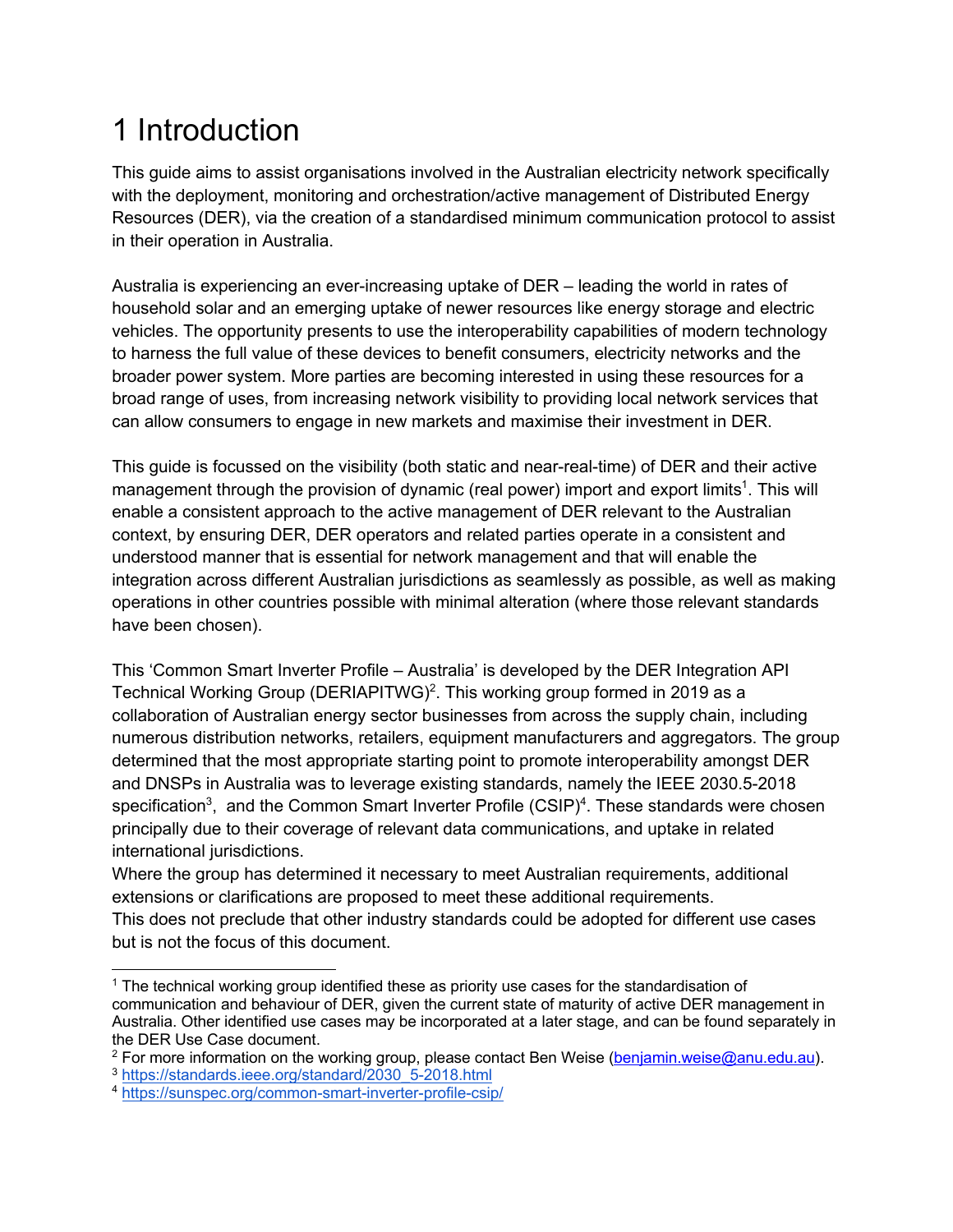# 1 Introduction

This guide aims to assist organisations involved in the Australian electricity network specifically with the deployment, monitoring and orchestration/active management of Distributed Energy Resources (DER), via the creation of a standardised minimum communication protocol to assist in their operation in Australia.

Australia is experiencing an ever-increasing uptake of DER – leading the world in rates of household solar and an emerging uptake of newer resources like energy storage and electric vehicles. The opportunity presents to use the interoperability capabilities of modern technology to harness the full value of these devices to benefit consumers, electricity networks and the broader power system. More parties are becoming interested in using these resources for a broad range of uses, from increasing network visibility to providing local network services that can allow consumers to engage in new markets and maximise their investment in DER.

This guide is focussed on the visibility (both static and near-real-time) of DER and their active management through the provision of dynamic (real power) import and export limits[1]. This will enable a consistent approach to the active management of DER relevant to the Australian context, by ensuring DER, DER operators and related parties operate in a consistent and understood manner that is essential for network management and that will enable the integration across different Australian jurisdictions as seamlessly as possible, as well as making operations in other countries possible with minimal alteration (where those relevant standards have been chosen).

This 'Common Smart Inverter Profile – Australia' is developed by the DER Integration API Technical Working Group (DERIAPITWG)[2]. This working group formed in 2019 as a collaboration of Australian energy sector businesses from across the supply chain, including numerous distribution networks, retailers, equipment manufacturers and aggregators. The group determined that the most appropriate starting point to promote interoperability amongst DER and DNSPs in Australia was to leverage existing standards, namely the IEEE 2030.5-2018 specification[3], and the Common Smart Inverter Profile (CSIP)[4]. These standards were chosen principally due to their coverage of relevant data communications, and uptake in related international jurisdictions.
Where the group has determined it necessary to meet Australian requirements, additional extensions or clarifications are proposed to meet these additional requirements.
This does not preclude that other industry standards could be adopted for different use cases but is not the focus of this document.

---

[1] The technical working group identified these as priority use cases for the standardisation of communication and behaviour of DER, given the current state of maturity of active DER management in Australia. Other identified use cases may be incorporated at a later stage, and can be found separately in the DER Use Case document.

[2] For more information on the working group, please contact Ben Weise (benjamin.weise@anu.edu.au).

[3] https://standards.ieee.org/standard/2030_5-2018.html

[4] https://sunspec.org/common-smart-inverter-profile-csip/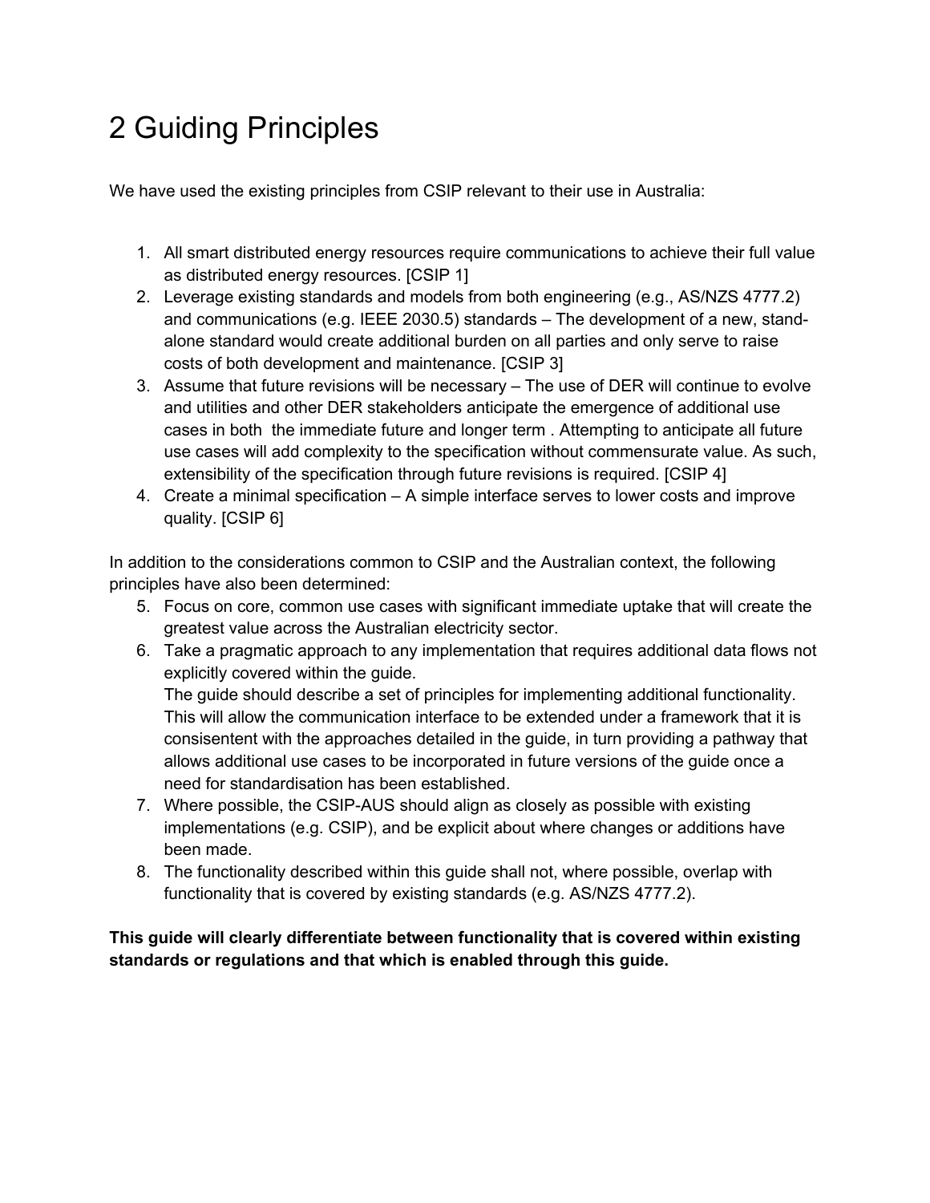# 2 Guiding Principles

We have used the existing principles from CSIP relevant to their use in Australia:

1. All smart distributed energy resources require communications to achieve their full value as distributed energy resources. [CSIP 1]
2. Leverage existing standards and models from both engineering (e.g., AS/NZS 4777.2) and communications (e.g. IEEE 2030.5) standards – The development of a new, stand-alone standard would create additional burden on all parties and only serve to raise costs of both development and maintenance. [CSIP 3]
3. Assume that future revisions will be necessary – The use of DER will continue to evolve and utilities and other DER stakeholders anticipate the emergence of additional use cases in both the immediate future and longer term . Attempting to anticipate all future use cases will add complexity to the specification without commensurate value. As such, extensibility of the specification through future revisions is required. [CSIP 4]
4. Create a minimal specification – A simple interface serves to lower costs and improve quality. [CSIP 6]

In addition to the considerations common to CSIP and the Australian context, the following principles have also been determined:

5. Focus on core, common use cases with significant immediate uptake that will create the greatest value across the Australian electricity sector.
6. Take a pragmatic approach to any implementation that requires additional data flows not explicitly covered within the guide.
   The guide should describe a set of principles for implementing additional functionality. This will allow the communication interface to be extended under a framework that it is consisentent with the approaches detailed in the guide, in turn providing a pathway that allows additional use cases to be incorporated in future versions of the guide once a need for standardisation has been established.
7. Where possible, the CSIP-AUS should align as closely as possible with existing implementations (e.g. CSIP), and be explicit about where changes or additions have been made.
8. The functionality described within this guide shall not, where possible, overlap with functionality that is covered by existing standards (e.g. AS/NZS 4777.2).

**This guide will clearly differentiate between functionality that is covered within existing standards or regulations and that which is enabled through this guide.**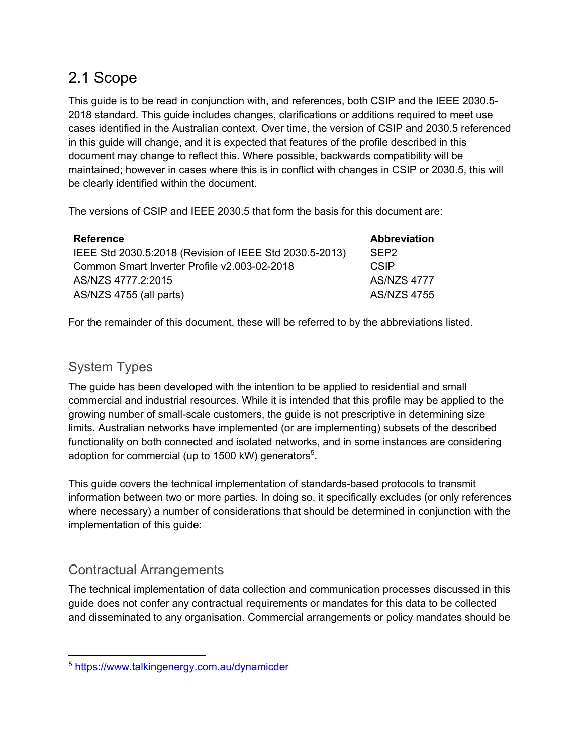## 2.1 Scope

This guide is to be read in conjunction with, and references, both CSIP and the IEEE 2030.5-2018 standard. This guide includes changes, clarifications or additions required to meet use cases identified in the Australian context. Over time, the version of CSIP and 2030.5 referenced in this guide will change, and it is expected that features of the profile described in this document may change to reflect this. Where possible, backwards compatibility will be maintained; however in cases where this is in conflict with changes in CSIP or 2030.5, this will be clearly identified within the document.

The versions of CSIP and IEEE 2030.5 that form the basis for this document are:

| Reference | Abbreviation |
|---|---|
| IEEE Std 2030.5:2018 (Revision of IEEE Std 2030.5-2013) | SEP2 |
| Common Smart Inverter Profile v2.003-02-2018 | CSIP |
| AS/NZS 4777.2:2015 | AS/NZS 4777 |
| AS/NZS 4755 (all parts) | AS/NZS 4755 |

For the remainder of this document, these will be referred to by the abbreviations listed.

### System Types

The guide has been developed with the intention to be applied to residential and small commercial and industrial resources. While it is intended that this profile may be applied to the growing number of small-scale customers, the guide is not prescriptive in determining size limits. Australian networks have implemented (or are implementing) subsets of the described functionality on both connected and isolated networks, and in some instances are considering adoption for commercial (up to 1500 kW) generators[5].

This guide covers the technical implementation of standards-based protocols to transmit information between two or more parties. In doing so, it specifically excludes (or only references where necessary) a number of considerations that should be determined in conjunction with the implementation of this guide:

### Contractual Arrangements

The technical implementation of data collection and communication processes discussed in this guide does not confer any contractual requirements or mandates for this data to be collected and disseminated to any organisation. Commercial arrangements or policy mandates should be

[5] https://www.talkingenergy.com.au/dynamicder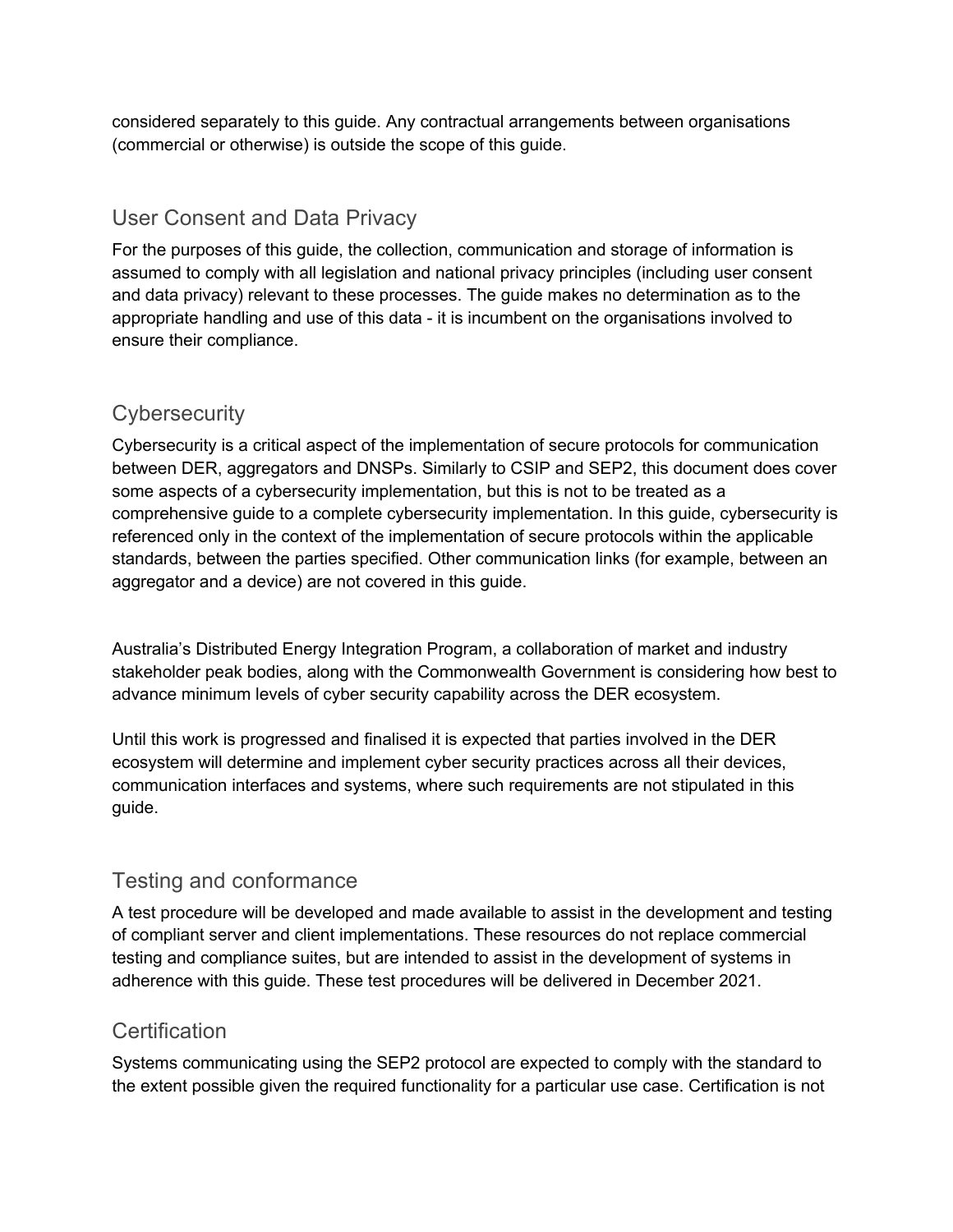considered separately to this guide. Any contractual arrangements between organisations (commercial or otherwise) is outside the scope of this guide.

## User Consent and Data Privacy

For the purposes of this guide, the collection, communication and storage of information is assumed to comply with all legislation and national privacy principles (including user consent and data privacy) relevant to these processes. The guide makes no determination as to the appropriate handling and use of this data - it is incumbent on the organisations involved to ensure their compliance.

## Cybersecurity

Cybersecurity is a critical aspect of the implementation of secure protocols for communication between DER, aggregators and DNSPs. Similarly to CSIP and SEP2, this document does cover some aspects of a cybersecurity implementation, but this is not to be treated as a comprehensive guide to a complete cybersecurity implementation. In this guide, cybersecurity is referenced only in the context of the implementation of secure protocols within the applicable standards, between the parties specified. Other communication links (for example, between an aggregator and a device) are not covered in this guide.

Australia's Distributed Energy Integration Program, a collaboration of market and industry stakeholder peak bodies, along with the Commonwealth Government is considering how best to advance minimum levels of cyber security capability across the DER ecosystem.

Until this work is progressed and finalised it is expected that parties involved in the DER ecosystem will determine and implement cyber security practices across all their devices, communication interfaces and systems, where such requirements are not stipulated in this guide.

## Testing and conformance

A test procedure will be developed and made available to assist in the development and testing of compliant server and client implementations. These resources do not replace commercial testing and compliance suites, but are intended to assist in the development of systems in adherence with this guide. These test procedures will be delivered in December 2021.

## Certification

Systems communicating using the SEP2 protocol are expected to comply with the standard to the extent possible given the required functionality for a particular use case. Certification is not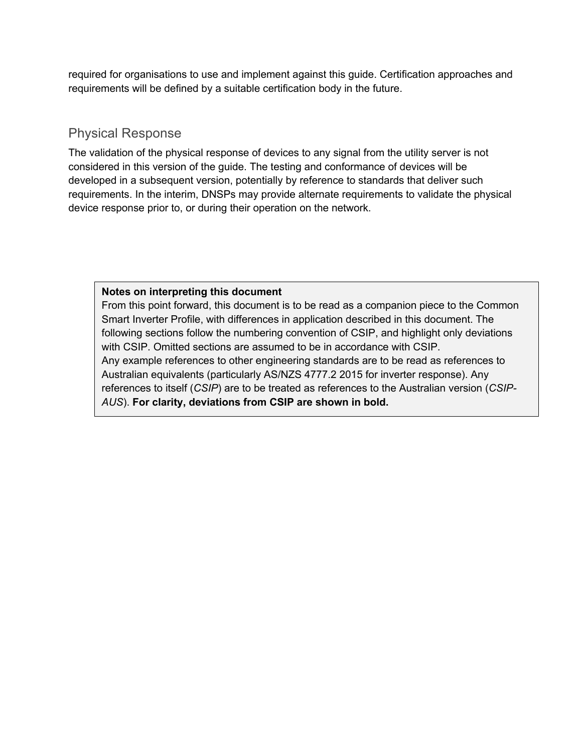required for organisations to use and implement against this guide. Certification approaches and requirements will be defined by a suitable certification body in the future.

## Physical Response

The validation of the physical response of devices to any signal from the utility server is not considered in this version of the guide. The testing and conformance of devices will be developed in a subsequent version, potentially by reference to standards that deliver such requirements. In the interim, DNSPs may provide alternate requirements to validate the physical device response prior to, or during their operation on the network.

> **Notes on interpreting this document**
> From this point forward, this document is to be read as a companion piece to the Common Smart Inverter Profile, with differences in application described in this document. The following sections follow the numbering convention of CSIP, and highlight only deviations with CSIP. Omitted sections are assumed to be in accordance with CSIP.
> Any example references to other engineering standards are to be read as references to Australian equivalents (particularly AS/NZS 4777.2 2015 for inverter response). Any references to itself (*CSIP*) are to be treated as references to the Australian version (*CSIP-AUS*). **For clarity, deviations from CSIP are shown in bold.**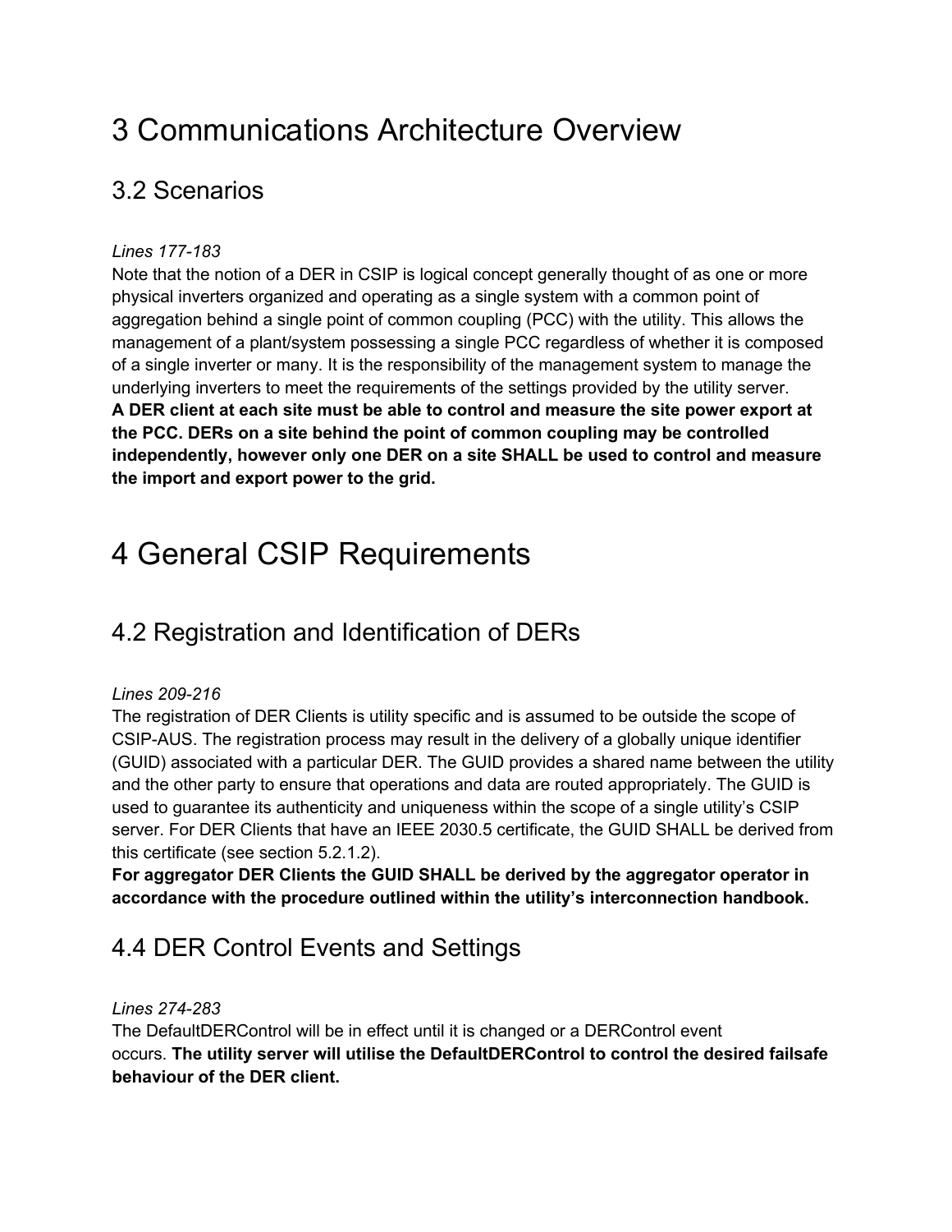# 3 Communications Architecture Overview

## 3.2 Scenarios

*Lines 177-183*

Note that the notion of a DER in CSIP is logical concept generally thought of as one or more physical inverters organized and operating as a single system with a common point of aggregation behind a single point of common coupling (PCC) with the utility. This allows the management of a plant/system possessing a single PCC regardless of whether it is composed of a single inverter or many. It is the responsibility of the management system to manage the underlying inverters to meet the requirements of the settings provided by the utility server. **A DER client at each site must be able to control and measure the site power export at the PCC. DERs on a site behind the point of common coupling may be controlled independently, however only one DER on a site SHALL be used to control and measure the import and export power to the grid.**

# 4 General CSIP Requirements

## 4.2 Registration and Identification of DERs

*Lines 209-216*

The registration of DER Clients is utility specific and is assumed to be outside the scope of CSIP-AUS. The registration process may result in the delivery of a globally unique identifier (GUID) associated with a particular DER. The GUID provides a shared name between the utility and the other party to ensure that operations and data are routed appropriately. The GUID is used to guarantee its authenticity and uniqueness within the scope of a single utility's CSIP server. For DER Clients that have an IEEE 2030.5 certificate, the GUID SHALL be derived from this certificate (see section 5.2.1.2).
**For aggregator DER Clients the GUID SHALL be derived by the aggregator operator in accordance with the procedure outlined within the utility's interconnection handbook.**

## 4.4 DER Control Events and Settings

*Lines 274-283*

The DefaultDERControl will be in effect until it is changed or a DERControl event occurs. **The utility server will utilise the DefaultDERControl to control the desired failsafe behaviour of the DER client.**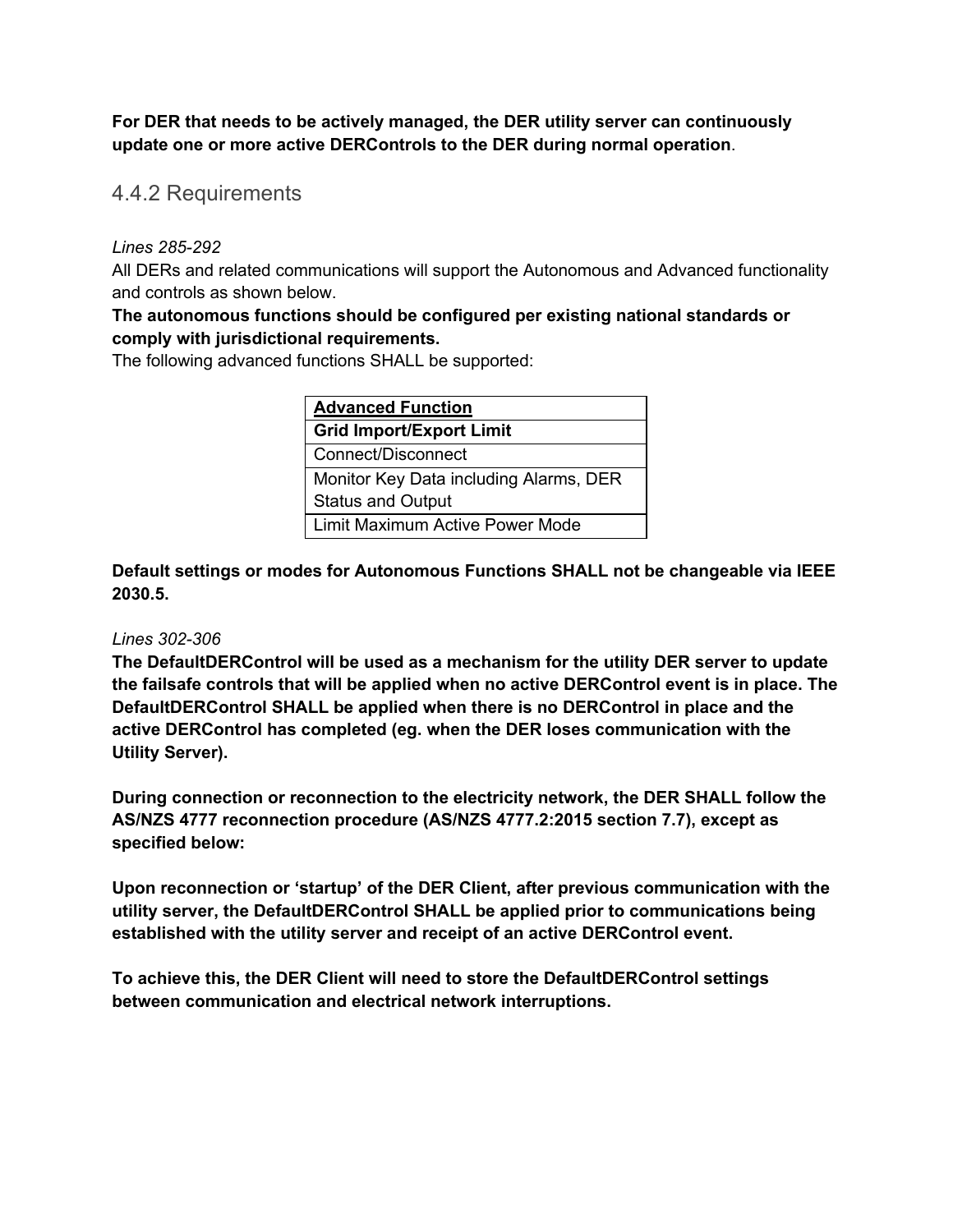**For DER that needs to be actively managed, the DER utility server can continuously update one or more active DERControls to the DER during normal operation**.

### 4.4.2 Requirements

*Lines 285-292*

All DERs and related communications will support the Autonomous and Advanced functionality and controls as shown below.

**The autonomous functions should be configured per existing national standards or comply with jurisdictional requirements.**

The following advanced functions SHALL be supported:

| **Advanced Function** |
|---|
| **Grid Import/Export Limit** |
| Connect/Disconnect |
| Monitor Key Data including Alarms, DER Status and Output |
| Limit Maximum Active Power Mode |

**Default settings or modes for Autonomous Functions SHALL not be changeable via IEEE 2030.5.**

*Lines 302-306*

**The DefaultDERControl will be used as a mechanism for the utility DER server to update the failsafe controls that will be applied when no active DERControl event is in place. The DefaultDERControl SHALL be applied when there is no DERControl in place and the active DERControl has completed (eg. when the DER loses communication with the Utility Server).**

**During connection or reconnection to the electricity network, the DER SHALL follow the AS/NZS 4777 reconnection procedure (AS/NZS 4777.2:2015 section 7.7), except as specified below:**

**Upon reconnection or 'startup' of the DER Client, after previous communication with the utility server, the DefaultDERControl SHALL be applied prior to communications being established with the utility server and receipt of an active DERControl event.**

**To achieve this, the DER Client will need to store the DefaultDERControl settings between communication and electrical network interruptions.**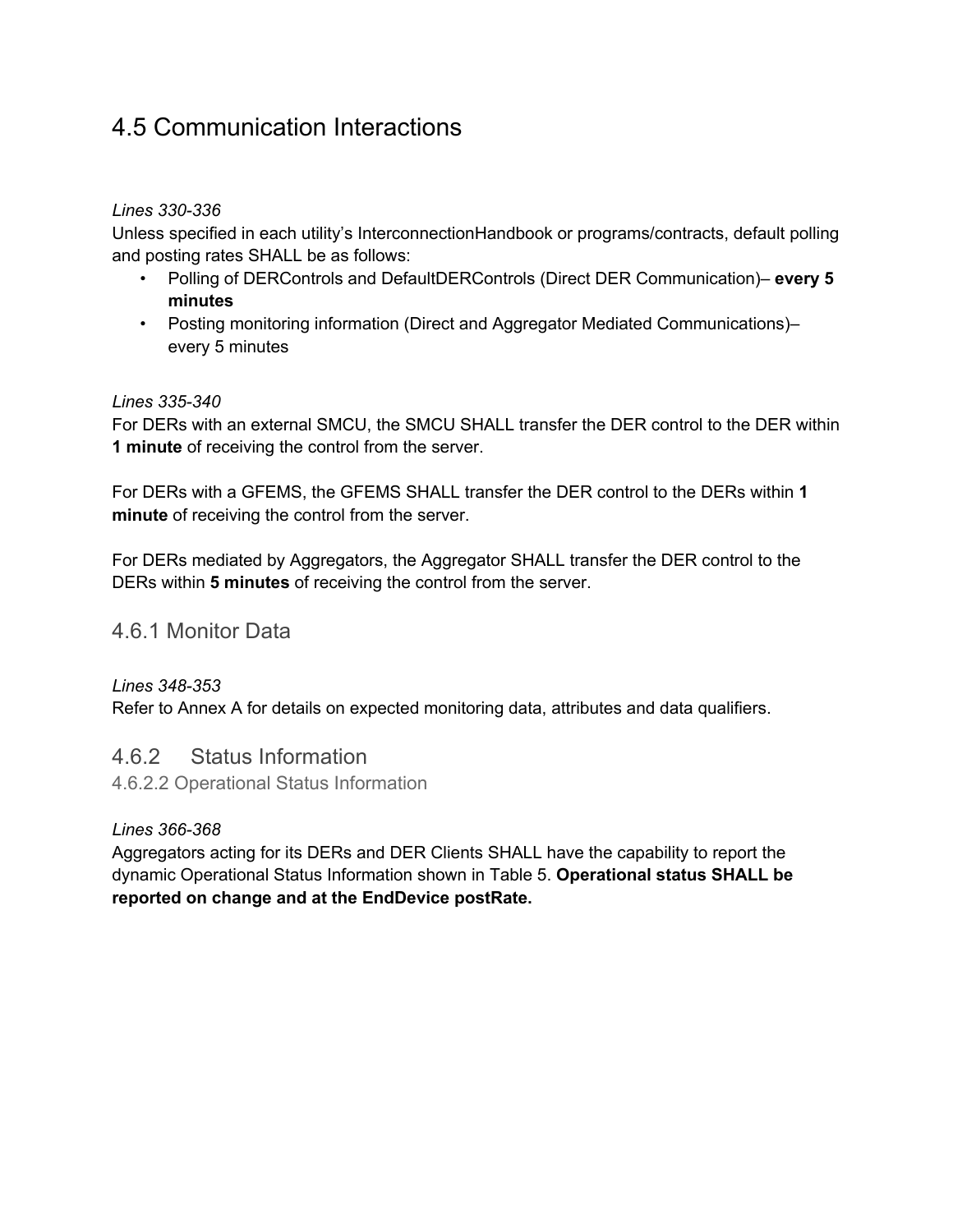# 4.5 Communication Interactions

*Lines 330-336*

Unless specified in each utility's InterconnectionHandbook or programs/contracts, default polling and posting rates SHALL be as follows:

- Polling of DERControls and DefaultDERControls (Direct DER Communication)– **every 5 minutes**
- Posting monitoring information (Direct and Aggregator Mediated Communications)– every 5 minutes

*Lines 335-340*

For DERs with an external SMCU, the SMCU SHALL transfer the DER control to the DER within **1 minute** of receiving the control from the server.

For DERs with a GFEMS, the GFEMS SHALL transfer the DER control to the DERs within **1 minute** of receiving the control from the server.

For DERs mediated by Aggregators, the Aggregator SHALL transfer the DER control to the DERs within **5 minutes** of receiving the control from the server.

## 4.6.1 Monitor Data

*Lines 348-353*

Refer to Annex A for details on expected monitoring data, attributes and data qualifiers.

## 4.6.2 Status Information

### 4.6.2.2 Operational Status Information

*Lines 366-368*

Aggregators acting for its DERs and DER Clients SHALL have the capability to report the dynamic Operational Status Information shown in Table 5. **Operational status SHALL be reported on change and at the EndDevice postRate.**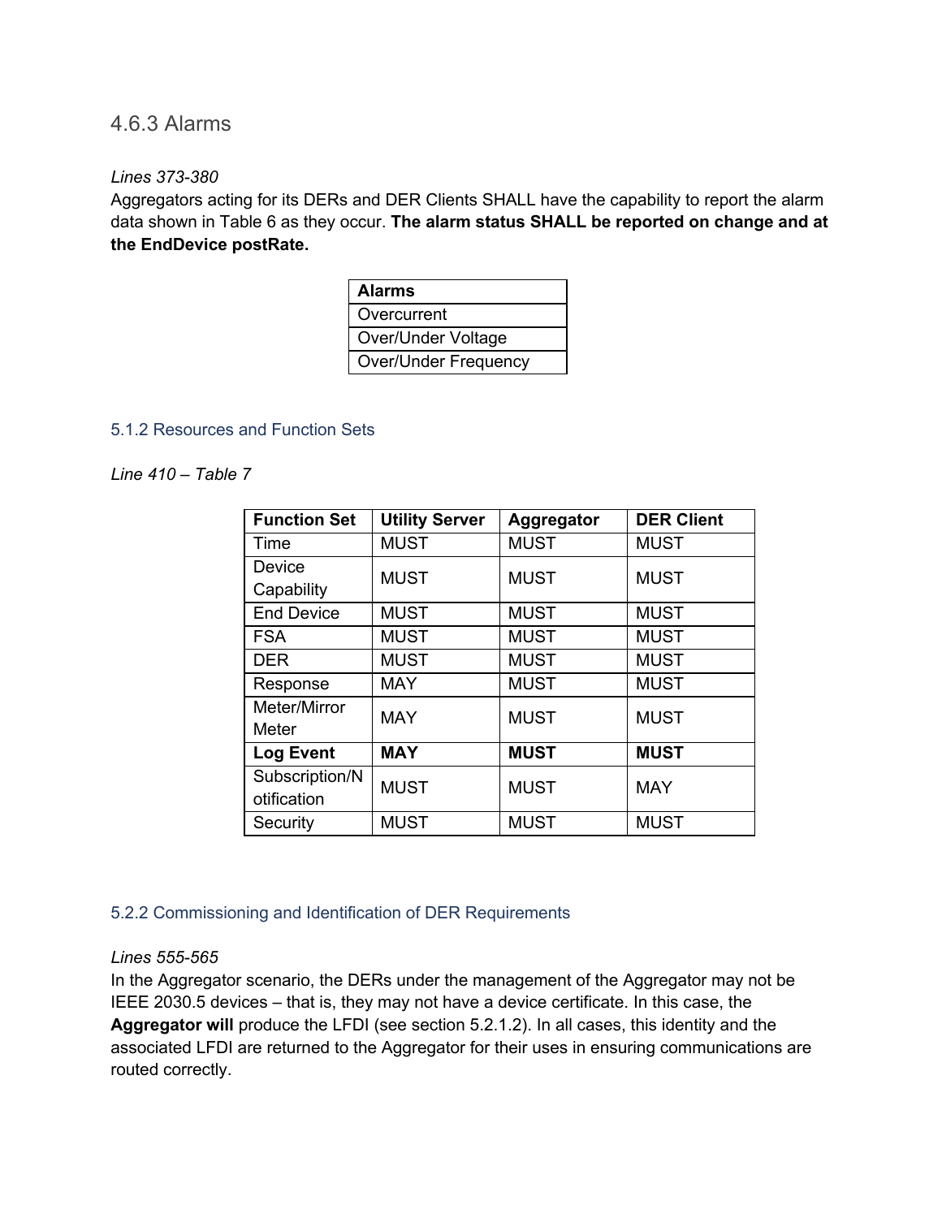### 4.6.3 Alarms

*Lines 373-380*

Aggregators acting for its DERs and DER Clients SHALL have the capability to report the alarm data shown in Table 6 as they occur. **The alarm status SHALL be reported on change and at the EndDevice postRate.**

| Alarms |
| --- |
| Overcurrent |
| Over/Under Voltage |
| Over/Under Frequency |

### 5.1.2 Resources and Function Sets

*Line 410 – Table 7*

| Function Set | Utility Server | Aggregator | DER Client |
| --- | --- | --- | --- |
| Time | MUST | MUST | MUST |
| Device Capability | MUST | MUST | MUST |
| End Device | MUST | MUST | MUST |
| FSA | MUST | MUST | MUST |
| DER | MUST | MUST | MUST |
| Response | MAY | MUST | MUST |
| Meter/Mirror Meter | MAY | MUST | MUST |
| **Log Event** | **MAY** | **MUST** | **MUST** |
| Subscription/Notification | MUST | MUST | MAY |
| Security | MUST | MUST | MUST |

### 5.2.2 Commissioning and Identification of DER Requirements

*Lines 555-565*

In the Aggregator scenario, the DERs under the management of the Aggregator may not be IEEE 2030.5 devices – that is, they may not have a device certificate. In this case, the **Aggregator will** produce the LFDI (see section 5.2.1.2). In all cases, this identity and the associated LFDI are returned to the Aggregator for their uses in ensuring communications are routed correctly.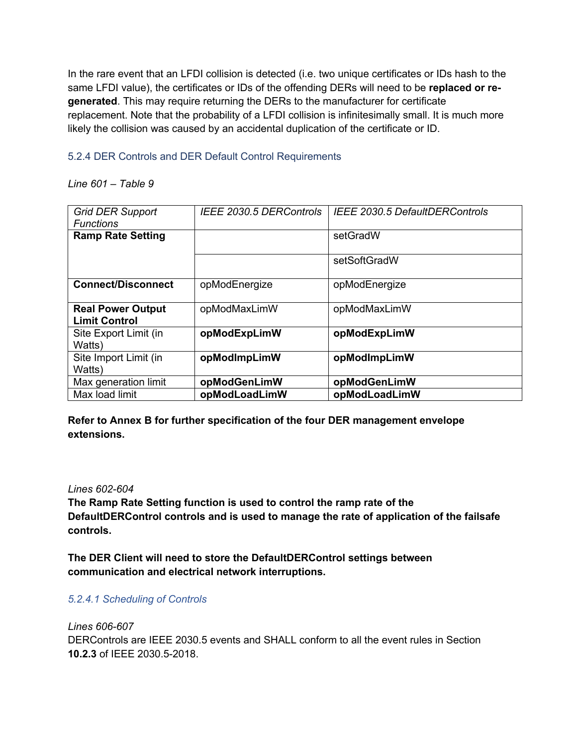In the rare event that an LFDI collision is detected (i.e. two unique certificates or IDs hash to the same LFDI value), the certificates or IDs of the offending DERs will need to be **replaced or re-generated**. This may require returning the DERs to the manufacturer for certificate replacement. Note that the probability of a LFDI collision is infinitesimally small. It is much more likely the collision was caused by an accidental duplication of the certificate or ID.

### 5.2.4 DER Controls and DER Default Control Requirements

*Line 601 – Table 9*

| *Grid DER Support Functions* | *IEEE 2030.5 DERControls* | *IEEE 2030.5 DefaultDERControls* |
|---|---|---|
| **Ramp Rate Setting** | | setGradW |
| | | setSoftGradW |
| **Connect/Disconnect** | opModEnergize | opModEnergize |
| **Real Power Output Limit Control** | opModMaxLimW | opModMaxLimW |
| Site Export Limit (in Watts) | **opModExpLimW** | **opModExpLimW** |
| Site Import Limit (in Watts) | **opModImpLimW** | **opModImpLimW** |
| Max generation limit | **opModGenLimW** | **opModGenLimW** |
| Max load limit | **opModLoadLimW** | **opModLoadLimW** |

**Refer to Annex B for further specification of the four DER management envelope extensions.**

*Lines 602-604*

**The Ramp Rate Setting function is used to control the ramp rate of the DefaultDERControl controls and is used to manage the rate of application of the failsafe controls.**

**The DER Client will need to store the DefaultDERControl settings between communication and electrical network interruptions.**

#### *5.2.4.1 Scheduling of Controls*

*Lines 606-607*

DERControls are IEEE 2030.5 events and SHALL conform to all the event rules in Section **10.2.3** of IEEE 2030.5-2018.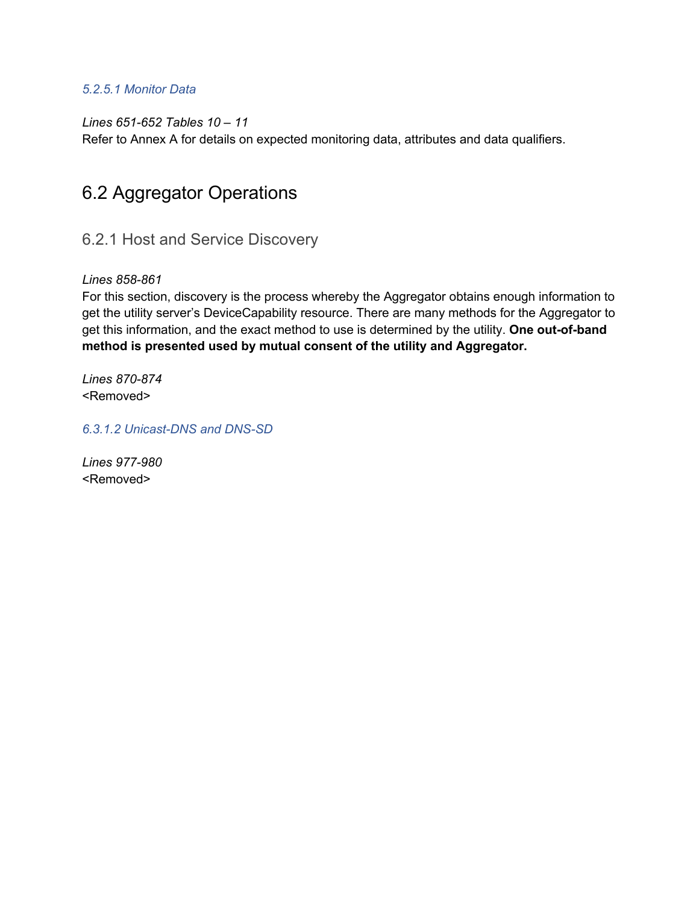#### *5.2.5.1 Monitor Data*

*Lines 651-652 Tables 10 – 11*
Refer to Annex A for details on expected monitoring data, attributes and data qualifiers.

## 6.2 Aggregator Operations

### 6.2.1 Host and Service Discovery

*Lines 858-861*
For this section, discovery is the process whereby the Aggregator obtains enough information to get the utility server's DeviceCapability resource. There are many methods for the Aggregator to get this information, and the exact method to use is determined by the utility. **One out-of-band method is presented used by mutual consent of the utility and Aggregator.**

*Lines 870-874*
<Removed>

#### *6.3.1.2 Unicast-DNS and DNS-SD*

*Lines 977-980*
<Removed>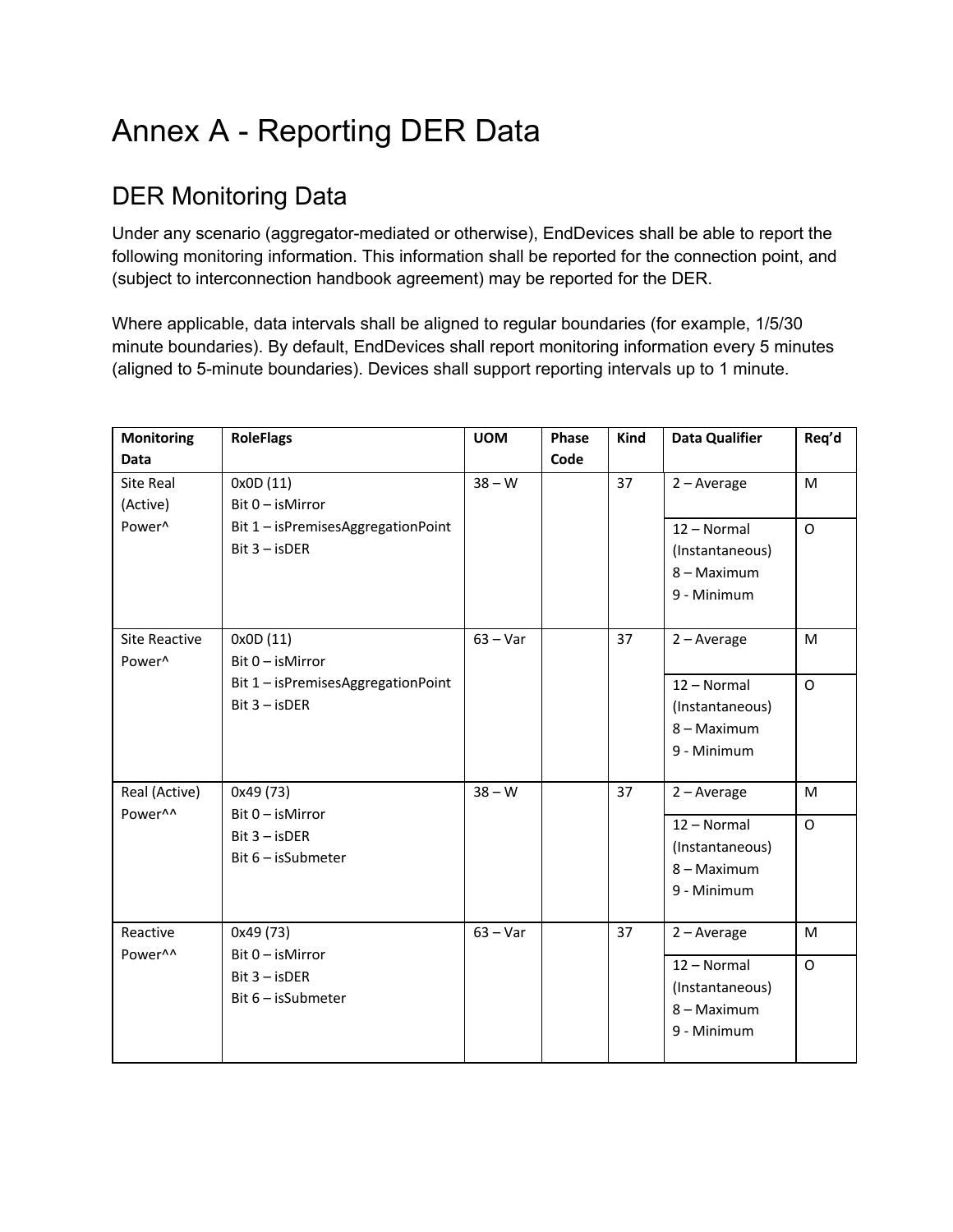# Annex A - Reporting DER Data

## DER Monitoring Data

Under any scenario (aggregator-mediated or otherwise), EndDevices shall be able to report the following monitoring information. This information shall be reported for the connection point, and (subject to interconnection handbook agreement) may be reported for the DER.

Where applicable, data intervals shall be aligned to regular boundaries (for example, 1/5/30 minute boundaries). By default, EndDevices shall report monitoring information every 5 minutes (aligned to 5-minute boundaries). Devices shall support reporting intervals up to 1 minute.

| Monitoring Data | RoleFlags | UOM | Phase Code | Kind | Data Qualifier | Req'd |
|---|---|---|---|---|---|---|
| Site Real (Active) Power^ | 0x0D (11)<br>Bit 0 – isMirror<br>Bit 1 – isPremisesAggregationPoint<br>Bit 3 – isDER | 38 – W | | 37 | 2 – Average | M |
| | | | | | 12 – Normal (Instantaneous)<br>8 – Maximum<br>9 - Minimum | O |
| Site Reactive Power^ | 0x0D (11)<br>Bit 0 – isMirror<br>Bit 1 – isPremisesAggregationPoint<br>Bit 3 – isDER | 63 – Var | | 37 | 2 – Average | M |
| | | | | | 12 – Normal (Instantaneous)<br>8 – Maximum<br>9 - Minimum | O |
| Real (Active) Power^^ | 0x49 (73)<br>Bit 0 – isMirror<br>Bit 3 – isDER<br>Bit 6 – isSubmeter | 38 – W | | 37 | 2 – Average | M |
| | | | | | 12 – Normal (Instantaneous)<br>8 – Maximum<br>9 - Minimum | O |
| Reactive Power^^ | 0x49 (73)<br>Bit 0 – isMirror<br>Bit 3 – isDER<br>Bit 6 – isSubmeter | 63 – Var | | 37 | 2 – Average | M |
| | | | | | 12 – Normal (Instantaneous)<br>8 – Maximum<br>9 - Minimum | O |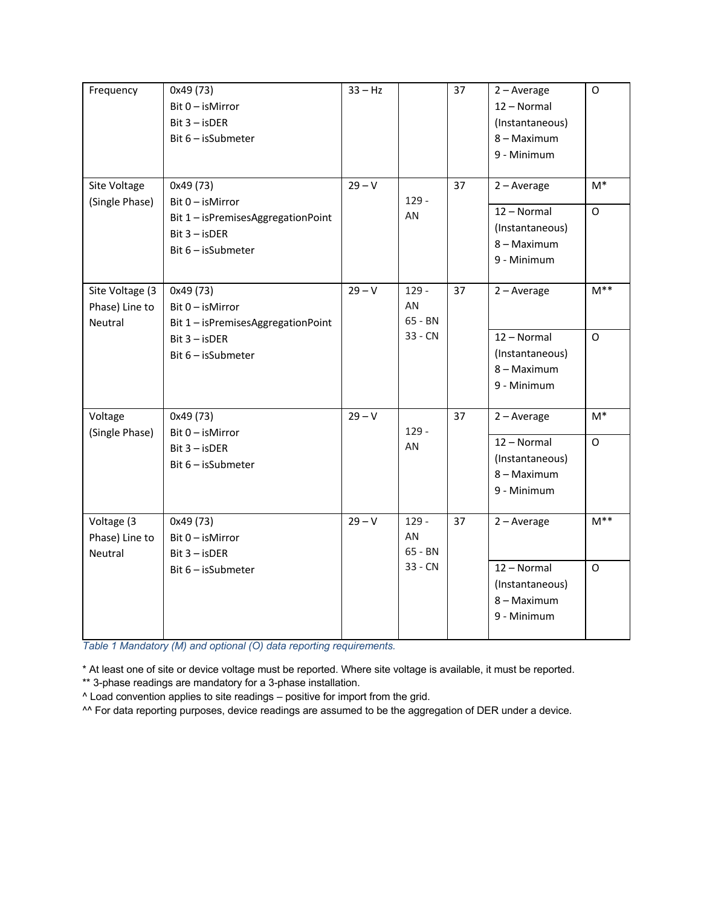| Frequency | 0x49 (73)<br>Bit 0 – isMirror<br>Bit 3 – isDER<br>Bit 6 – isSubmeter | 33 – Hz | | 37 | 2 – Average<br>12 – Normal (Instantaneous)<br>8 – Maximum<br>9 - Minimum | O |
|---|---|---|---|---|---|---|
| Site Voltage (Single Phase) | 0x49 (73)<br>Bit 0 – isMirror<br>Bit 1 – isPremisesAggregationPoint<br>Bit 3 – isDER<br>Bit 6 – isSubmeter | 29 – V | 129 - AN | 37 | 2 – Average | M* |
| | | | | | 12 – Normal (Instantaneous)<br>8 – Maximum<br>9 - Minimum | O |
| Site Voltage (3 Phase) Line to Neutral | 0x49 (73)<br>Bit 0 – isMirror<br>Bit 1 – isPremisesAggregationPoint<br>Bit 3 – isDER<br>Bit 6 – isSubmeter | 29 – V | 129 - AN<br>65 - BN<br>33 - CN | 37 | 2 – Average | M** |
| | | | | | 12 – Normal (Instantaneous)<br>8 – Maximum<br>9 - Minimum | O |
| Voltage (Single Phase) | 0x49 (73)<br>Bit 0 – isMirror<br>Bit 3 – isDER<br>Bit 6 – isSubmeter | 29 – V | 129 - AN | 37 | 2 – Average | M* |
| | | | | | 12 – Normal (Instantaneous)<br>8 – Maximum<br>9 - Minimum | O |
| Voltage (3 Phase) Line to Neutral | 0x49 (73)<br>Bit 0 – isMirror<br>Bit 3 – isDER<br>Bit 6 – isSubmeter | 29 – V | 129 - AN<br>65 - BN<br>33 - CN | 37 | 2 – Average | M** |
| | | | | | 12 – Normal (Instantaneous)<br>8 – Maximum<br>9 - Minimum | O |

*Table 1 Mandatory (M) and optional (O) data reporting requirements.*

\* At least one of site or device voltage must be reported. Where site voltage is available, it must be reported.

\** 3-phase readings are mandatory for a 3-phase installation.

^ Load convention applies to site readings – positive for import from the grid.

^^ For data reporting purposes, device readings are assumed to be the aggregation of DER under a device.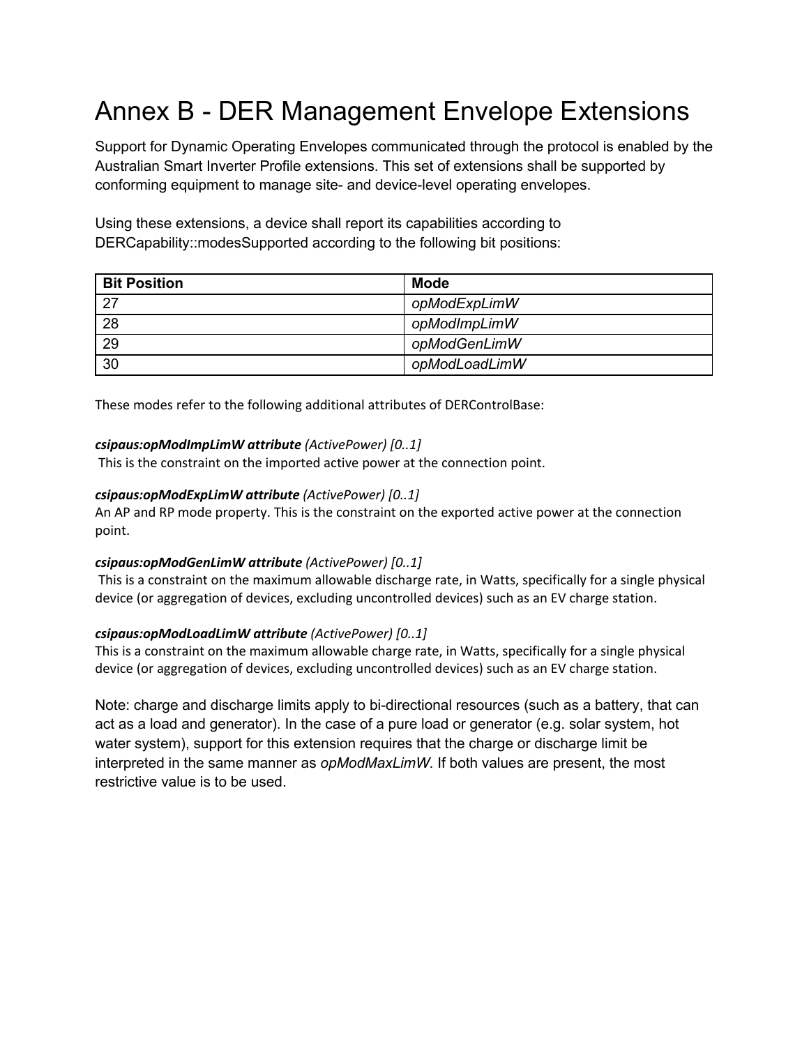# Annex B - DER Management Envelope Extensions

Support for Dynamic Operating Envelopes communicated through the protocol is enabled by the Australian Smart Inverter Profile extensions. This set of extensions shall be supported by conforming equipment to manage site- and device-level operating envelopes.

Using these extensions, a device shall report its capabilities according to DERCapability::modesSupported according to the following bit positions:

| Bit Position | Mode |
|---|---|
| 27 | *opModExpLimW* |
| 28 | *opModImpLimW* |
| 29 | *opModGenLimW* |
| 30 | *opModLoadLimW* |

These modes refer to the following additional attributes of DERControlBase:

***csipaus:opModImpLimW attribute*** *(ActivePower) [0..1]*
This is the constraint on the imported active power at the connection point.

***csipaus:opModExpLimW attribute*** *(ActivePower) [0..1]*
An AP and RP mode property. This is the constraint on the exported active power at the connection point.

***csipaus:opModGenLimW attribute*** *(ActivePower) [0..1]*
This is a constraint on the maximum allowable discharge rate, in Watts, specifically for a single physical device (or aggregation of devices, excluding uncontrolled devices) such as an EV charge station.

***csipaus:opModLoadLimW attribute*** *(ActivePower) [0..1]*
This is a constraint on the maximum allowable charge rate, in Watts, specifically for a single physical device (or aggregation of devices, excluding uncontrolled devices) such as an EV charge station.

Note: charge and discharge limits apply to bi-directional resources (such as a battery, that can act as a load and generator). In the case of a pure load or generator (e.g. solar system, hot water system), support for this extension requires that the charge or discharge limit be interpreted in the same manner as *opModMaxLimW*. If both values are present, the most restrictive value is to be used.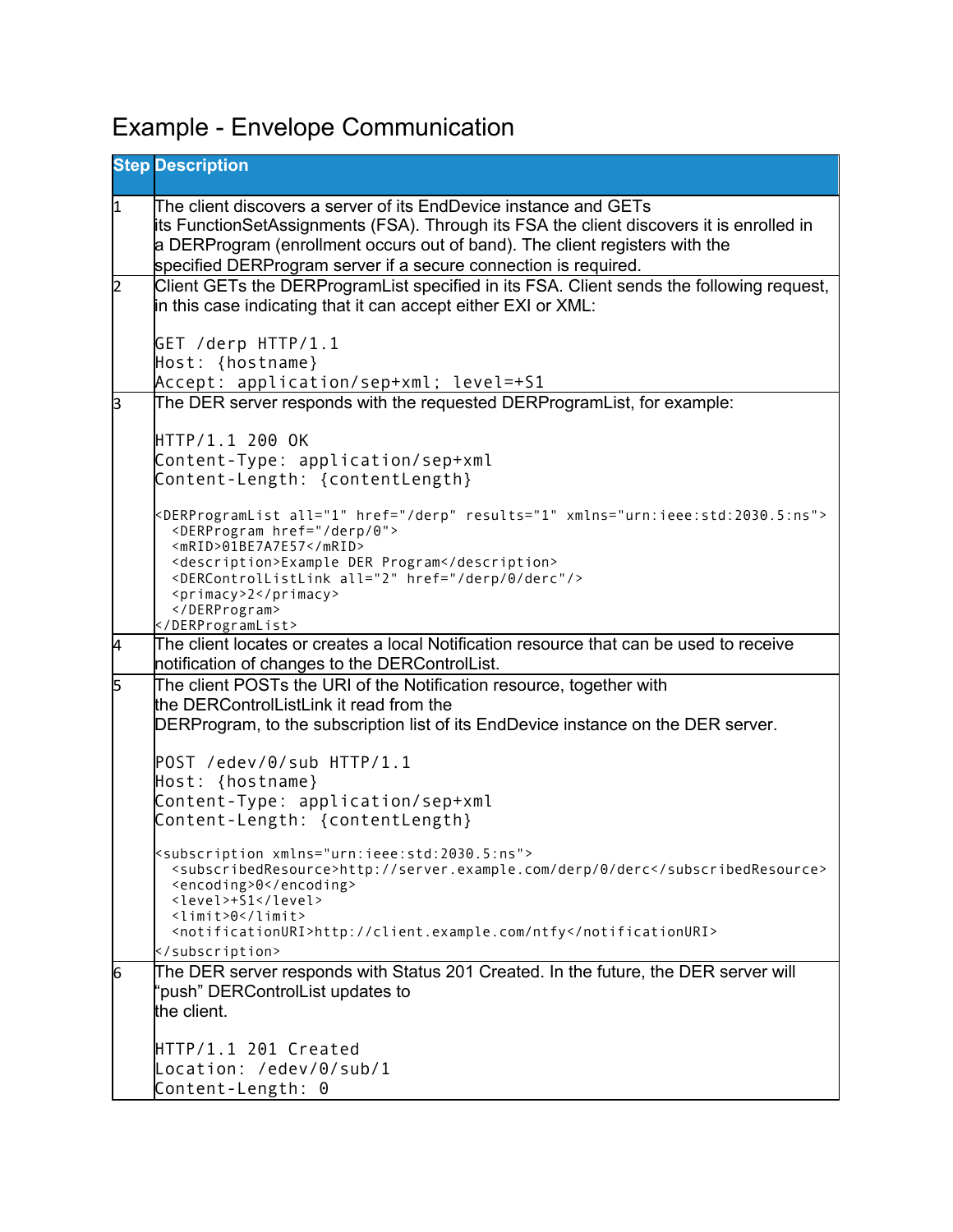# Example - Envelope Communication

| Step | Description |
|---|---|
| 1 | The client discovers a server of its EndDevice instance and GETs its FunctionSetAssignments (FSA). Through its FSA the client discovers it is enrolled in a DERProgram (enrollment occurs out of band). The client registers with the specified DERProgram server if a secure connection is required. |
| 2 | Client GETs the DERProgramList specified in its FSA. Client sends the following request, in this case indicating that it can accept either EXI or XML:<br><br>`GET /derp HTTP/1.1`<br>`Host: {hostname}`<br>`Accept: application/sep+xml; level=+S1` |
| 3 | The DER server responds with the requested DERProgramList, for example:<br><br>`HTTP/1.1 200 OK`<br>`Content-Type: application/sep+xml`<br>`Content-Length: {contentLength}`<br><br>`<DERProgramList all="1" href="/derp" results="1" xmlns="urn:ieee:std:2030.5:ns">`<br>`  <DERProgram href="/derp/0">`<br>`  <mRID>01BE7A7E57</mRID>`<br>`  <description>Example DER Program</description>`<br>`  <DERControlListLink all="2" href="/derp/0/derc"/>`<br>`  <primacy>2</primacy>`<br>`  </DERProgram>`<br>`</DERProgramList>` |
| 4 | The client locates or creates a local Notification resource that can be used to receive notification of changes to the DERControlList. |
| 5 | The client POSTs the URI of the Notification resource, together with the DERControlListLink it read from the DERProgram, to the subscription list of its EndDevice instance on the DER server.<br><br>`POST /edev/0/sub HTTP/1.1`<br>`Host: {hostname}`<br>`Content-Type: application/sep+xml`<br>`Content-Length: {contentLength}`<br><br>`<subscription xmlns="urn:ieee:std:2030.5:ns">`<br>`  <subscribedResource>http://server.example.com/derp/0/derc</subscribedResource>`<br>`  <encoding>0</encoding>`<br>`  <level>+S1</level>`<br>`  <limit>0</limit>`<br>`  <notificationURI>http://client.example.com/ntfy</notificationURI>`<br>`</subscription>` |
| 6 | The DER server responds with Status 201 Created. In the future, the DER server will "push" DERControlList updates to the client.<br><br>`HTTP/1.1 201 Created`<br>`Location: /edev/0/sub/1`<br>`Content-Length: 0` |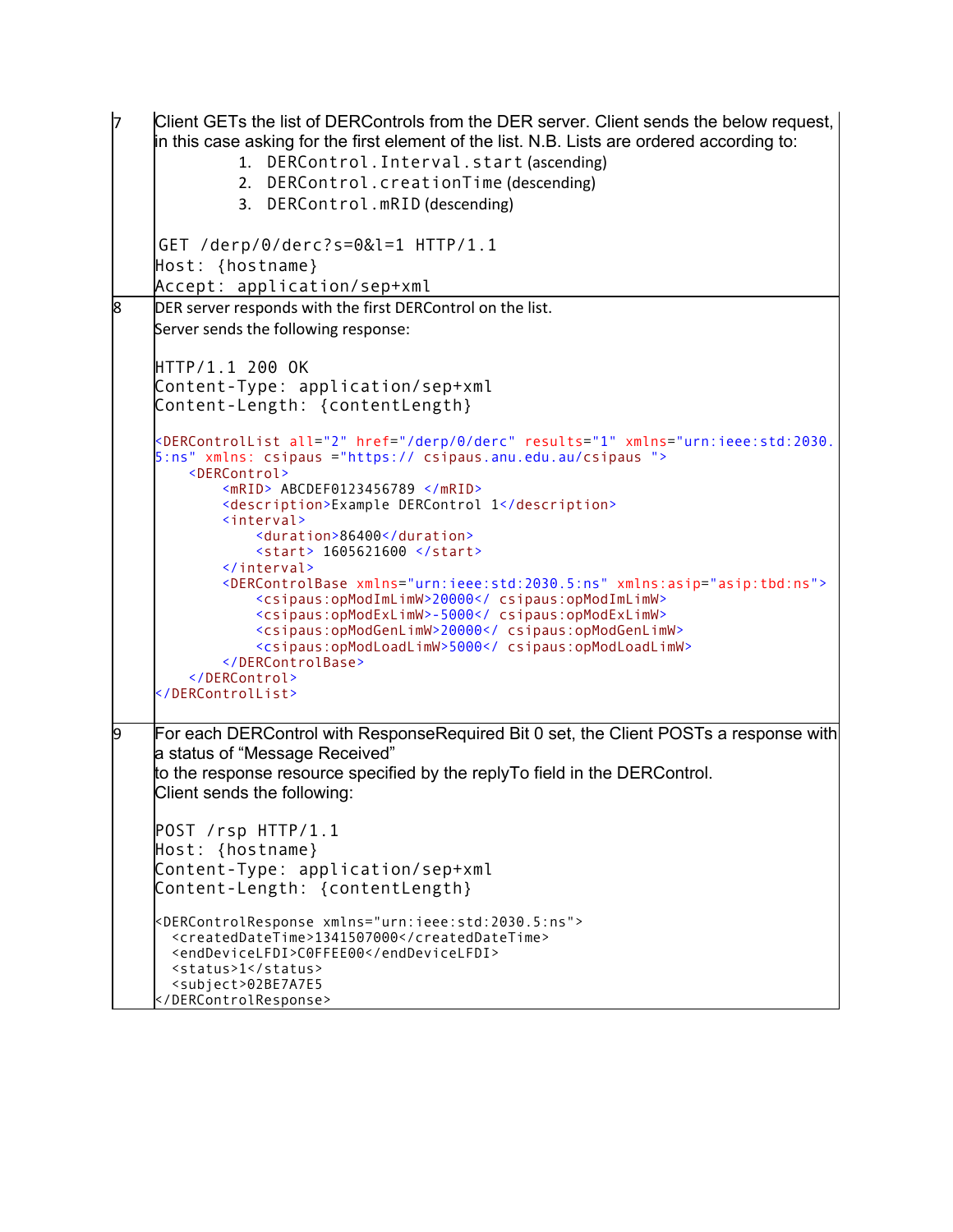| | |
|---|---|
| 7 | Client GETs the list of DERControls from the DER server. Client sends the below request, in this case asking for the first element of the list. N.B. Lists are ordered according to:<br>1. `DERControl.Interval.start` (ascending)<br>2. `DERControl.creationTime` (descending)<br>3. `DERControl.mRID` (descending)<br><br>`GET /derp/0/derc?s=0&l=1 HTTP/1.1`<br>`Host: {hostname}`<br>`Accept: application/sep+xml` |
| 8 | DER server responds with the first DERControl on the list.<br>Server sends the following response:<br><br>`HTTP/1.1 200 OK`<br>`Content-Type: application/sep+xml`<br>`Content-Length: {contentLength}`<br><br>`<DERControlList all="2" href="/derp/0/derc" results="1" xmlns="urn:ieee:std:2030.5:ns" xmlns: csipaus ="https:// csipaus.anu.edu.au/csipaus ">`<br>`<DERControl>`<br>`<mRID> ABCDEF0123456789 </mRID>`<br>`<description>Example DERControl 1</description>`<br>`<interval>`<br>`<duration>86400</duration>`<br>`<start> 1605621600 </start>`<br>`</interval>`<br>`<DERControlBase xmlns="urn:ieee:std:2030.5:ns" xmlns:asip="asip:tbd:ns">`<br>`<csipaus:opModImLimW>20000</ csipaus:opModImLimW>`<br>`<csipaus:opModExLimW>-5000</ csipaus:opModExLimW>`<br>`<csipaus:opModGenLimW>20000</ csipaus:opModGenLimW>`<br>`<csipaus:opModLoadLimW>5000</ csipaus:opModLoadLimW>`<br>`</DERControlBase>`<br>`</DERControl>`<br>`</DERControlList>` |
| 9 | For each DERControl with ResponseRequired Bit 0 set, the Client POSTs a response with a status of "Message Received"<br>to the response resource specified by the replyTo field in the DERControl.<br>Client sends the following:<br><br>`POST /rsp HTTP/1.1`<br>`Host: {hostname}`<br>`Content-Type: application/sep+xml`<br>`Content-Length: {contentLength}`<br><br>`<DERControlResponse xmlns="urn:ieee:std:2030.5:ns">`<br>`<createdDateTime>1341507000</createdDateTime>`<br>`<endDeviceLFDI>C0FFEE00</endDeviceLFDI>`<br>`<status>1</status>`<br>`<subject>02BE7A7E5`<br>`</DERControlResponse>` |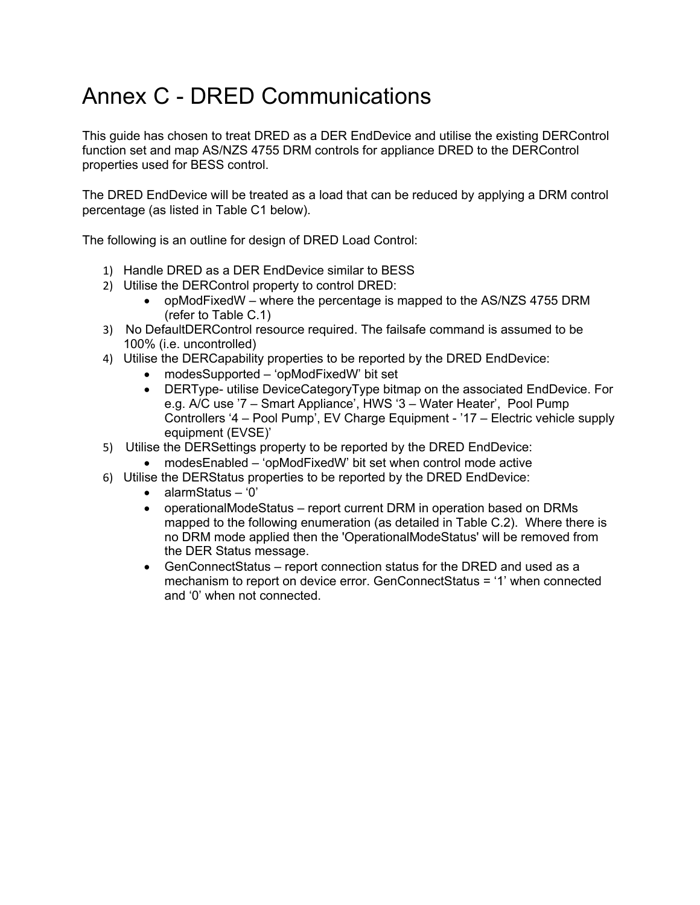# Annex C - DRED Communications

This guide has chosen to treat DRED as a DER EndDevice and utilise the existing DERControl function set and map AS/NZS 4755 DRM controls for appliance DRED to the DERControl properties used for BESS control.

The DRED EndDevice will be treated as a load that can be reduced by applying a DRM control percentage (as listed in Table C1 below).

The following is an outline for design of DRED Load Control:

1) Handle DRED as a DER EndDevice similar to BESS
2) Utilise the DERControl property to control DRED:
   - opModFixedW – where the percentage is mapped to the AS/NZS 4755 DRM (refer to Table C.1)
3) No DefaultDERControl resource required. The failsafe command is assumed to be 100% (i.e. uncontrolled)
4) Utilise the DERCapability properties to be reported by the DRED EndDevice:
   - modesSupported – 'opModFixedW' bit set
   - DERType- utilise DeviceCategoryType bitmap on the associated EndDevice. For e.g. A/C use '7 – Smart Appliance', HWS '3 – Water Heater', Pool Pump Controllers '4 – Pool Pump', EV Charge Equipment - '17 – Electric vehicle supply equipment (EVSE)'
5) Utilise the DERSettings property to be reported by the DRED EndDevice:
   - modesEnabled – 'opModFixedW' bit set when control mode active
6) Utilise the DERStatus properties to be reported by the DRED EndDevice:
   - alarmStatus – '0'
   - operationalModeStatus – report current DRM in operation based on DRMs mapped to the following enumeration (as detailed in Table C.2). Where there is no DRM mode applied then the 'OperationalModeStatus' will be removed from the DER Status message.
   - GenConnectStatus – report connection status for the DRED and used as a mechanism to report on device error. GenConnectStatus = '1' when connected and '0' when not connected.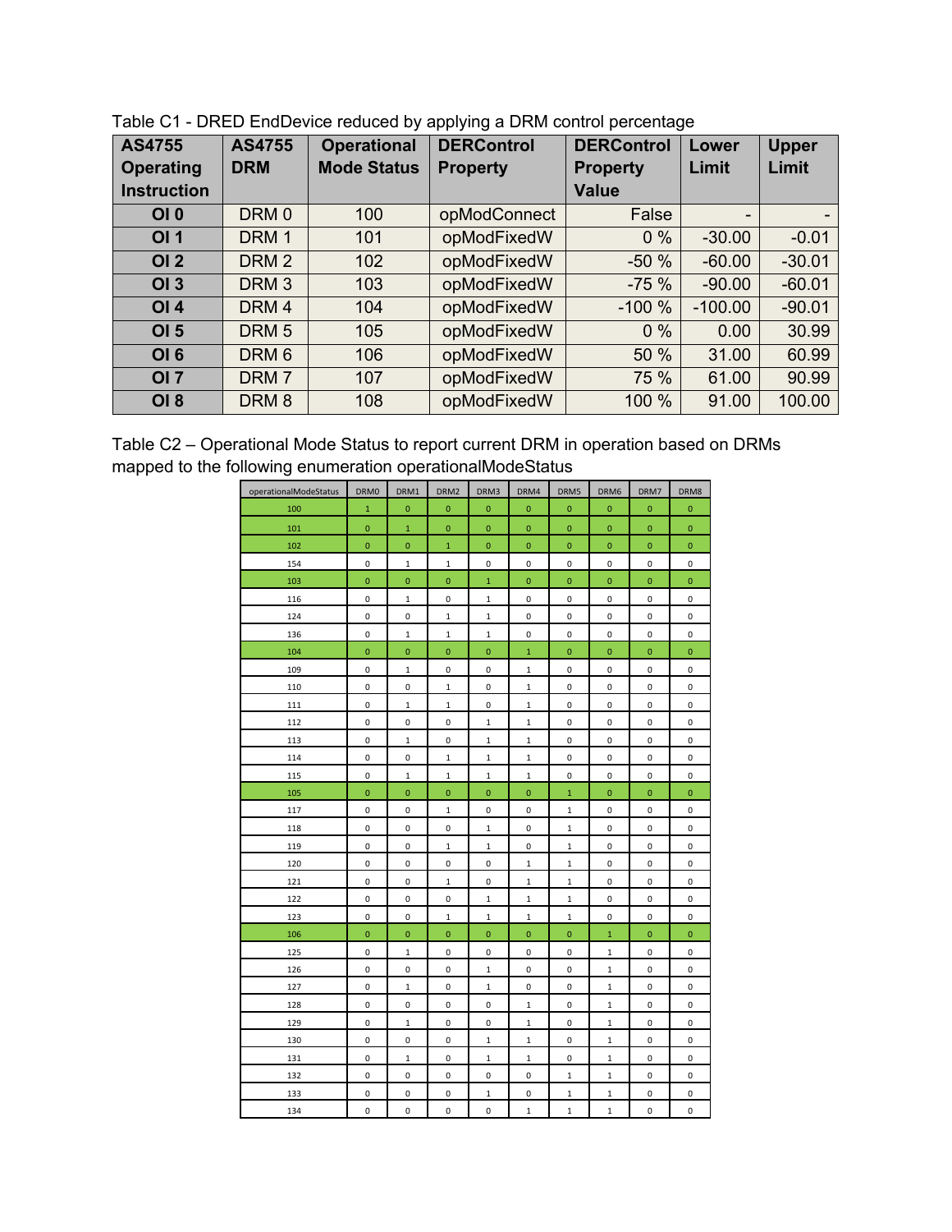Table C1 - DRED EndDevice reduced by applying a DRM control percentage

| AS4755 Operating Instruction | AS4755 DRM | Operational Mode Status | DERControl Property | DERControl Property Value | Lower Limit | Upper Limit |
|---|---|---|---|---|---|---|
| OI 0 | DRM 0 | 100 | opModConnect | False | - | - |
| OI 1 | DRM 1 | 101 | opModFixedW | 0 % | -30.00 | -0.01 |
| OI 2 | DRM 2 | 102 | opModFixedW | -50 % | -60.00 | -30.01 |
| OI 3 | DRM 3 | 103 | opModFixedW | -75 % | -90.00 | -60.01 |
| OI 4 | DRM 4 | 104 | opModFixedW | -100 % | -100.00 | -90.01 |
| OI 5 | DRM 5 | 105 | opModFixedW | 0 % | 0.00 | 30.99 |
| OI 6 | DRM 6 | 106 | opModFixedW | 50 % | 31.00 | 60.99 |
| OI 7 | DRM 7 | 107 | opModFixedW | 75 % | 61.00 | 90.99 |
| OI 8 | DRM 8 | 108 | opModFixedW | 100 % | 91.00 | 100.00 |

Table C2 – Operational Mode Status to report current DRM in operation based on DRMs mapped to the following enumeration operationalModeStatus

| operationalModeStatus | DRM0 | DRM1 | DRM2 | DRM3 | DRM4 | DRM5 | DRM6 | DRM7 | DRM8 |
|---|---|---|---|---|---|---|---|---|---|
| 100 | 1 | 0 | 0 | 0 | 0 | 0 | 0 | 0 | 0 |
| 101 | 0 | 1 | 0 | 0 | 0 | 0 | 0 | 0 | 0 |
| 102 | 0 | 0 | 1 | 0 | 0 | 0 | 0 | 0 | 0 |
| 154 | 0 | 1 | 1 | 0 | 0 | 0 | 0 | 0 | 0 |
| 103 | 0 | 0 | 0 | 1 | 0 | 0 | 0 | 0 | 0 |
| 116 | 0 | 1 | 0 | 1 | 0 | 0 | 0 | 0 | 0 |
| 124 | 0 | 0 | 1 | 1 | 0 | 0 | 0 | 0 | 0 |
| 136 | 0 | 1 | 1 | 1 | 0 | 0 | 0 | 0 | 0 |
| 104 | 0 | 0 | 0 | 0 | 1 | 0 | 0 | 0 | 0 |
| 109 | 0 | 1 | 0 | 0 | 1 | 0 | 0 | 0 | 0 |
| 110 | 0 | 0 | 1 | 0 | 1 | 0 | 0 | 0 | 0 |
| 111 | 0 | 1 | 1 | 0 | 1 | 0 | 0 | 0 | 0 |
| 112 | 0 | 0 | 0 | 1 | 1 | 0 | 0 | 0 | 0 |
| 113 | 0 | 1 | 0 | 1 | 1 | 0 | 0 | 0 | 0 |
| 114 | 0 | 0 | 1 | 1 | 1 | 0 | 0 | 0 | 0 |
| 115 | 0 | 1 | 1 | 1 | 1 | 0 | 0 | 0 | 0 |
| 105 | 0 | 0 | 0 | 0 | 0 | 1 | 0 | 0 | 0 |
| 117 | 0 | 0 | 1 | 0 | 0 | 1 | 0 | 0 | 0 |
| 118 | 0 | 0 | 0 | 1 | 0 | 1 | 0 | 0 | 0 |
| 119 | 0 | 0 | 1 | 1 | 0 | 1 | 0 | 0 | 0 |
| 120 | 0 | 0 | 0 | 0 | 1 | 1 | 0 | 0 | 0 |
| 121 | 0 | 0 | 1 | 0 | 1 | 1 | 0 | 0 | 0 |
| 122 | 0 | 0 | 0 | 1 | 1 | 1 | 0 | 0 | 0 |
| 123 | 0 | 0 | 1 | 1 | 1 | 1 | 0 | 0 | 0 |
| 106 | 0 | 0 | 0 | 0 | 0 | 0 | 1 | 0 | 0 |
| 125 | 0 | 1 | 0 | 0 | 0 | 0 | 1 | 0 | 0 |
| 126 | 0 | 0 | 0 | 1 | 0 | 0 | 1 | 0 | 0 |
| 127 | 0 | 1 | 0 | 1 | 0 | 0 | 1 | 0 | 0 |
| 128 | 0 | 0 | 0 | 0 | 1 | 0 | 1 | 0 | 0 |
| 129 | 0 | 1 | 0 | 0 | 1 | 0 | 1 | 0 | 0 |
| 130 | 0 | 0 | 0 | 1 | 1 | 0 | 1 | 0 | 0 |
| 131 | 0 | 1 | 0 | 1 | 1 | 0 | 1 | 0 | 0 |
| 132 | 0 | 0 | 0 | 0 | 0 | 1 | 1 | 0 | 0 |
| 133 | 0 | 0 | 0 | 1 | 0 | 1 | 1 | 0 | 0 |
| 134 | 0 | 0 | 0 | 0 | 1 | 1 | 1 | 0 | 0 |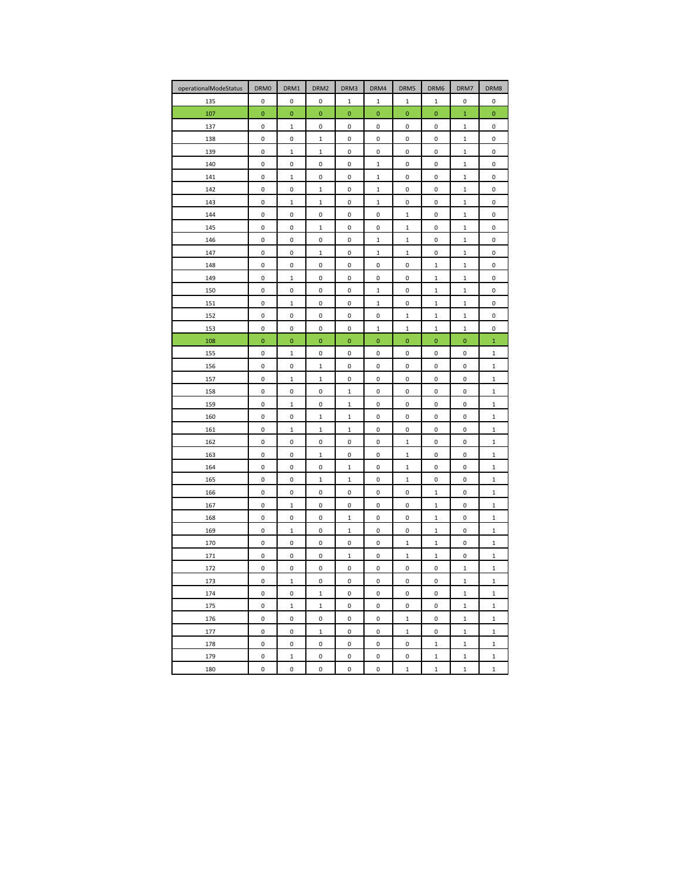| operationalModeStatus | DRM0 | DRM1 | DRM2 | DRM3 | DRM4 | DRM5 | DRM6 | DRM7 | DRM8 |
|---|---|---|---|---|---|---|---|---|---|
| 135 | 0 | 0 | 0 | 1 | 1 | 1 | 1 | 0 | 0 |
| 107 | 0 | 0 | 0 | 0 | 0 | 0 | 0 | 1 | 0 |
| 137 | 0 | 1 | 0 | 0 | 0 | 0 | 0 | 1 | 0 |
| 138 | 0 | 0 | 1 | 0 | 0 | 0 | 0 | 1 | 0 |
| 139 | 0 | 1 | 1 | 0 | 0 | 0 | 0 | 1 | 0 |
| 140 | 0 | 0 | 0 | 0 | 1 | 0 | 0 | 1 | 0 |
| 141 | 0 | 1 | 0 | 0 | 1 | 0 | 0 | 1 | 0 |
| 142 | 0 | 0 | 1 | 0 | 1 | 0 | 0 | 1 | 0 |
| 143 | 0 | 1 | 1 | 0 | 1 | 0 | 0 | 1 | 0 |
| 144 | 0 | 0 | 0 | 0 | 0 | 1 | 0 | 1 | 0 |
| 145 | 0 | 0 | 1 | 0 | 0 | 1 | 0 | 1 | 0 |
| 146 | 0 | 0 | 0 | 0 | 1 | 1 | 0 | 1 | 0 |
| 147 | 0 | 0 | 1 | 0 | 1 | 1 | 0 | 1 | 0 |
| 148 | 0 | 0 | 0 | 0 | 0 | 0 | 1 | 1 | 0 |
| 149 | 0 | 1 | 0 | 0 | 0 | 0 | 1 | 1 | 0 |
| 150 | 0 | 0 | 0 | 0 | 1 | 0 | 1 | 1 | 0 |
| 151 | 0 | 1 | 0 | 0 | 1 | 0 | 1 | 1 | 0 |
| 152 | 0 | 0 | 0 | 0 | 0 | 1 | 1 | 1 | 0 |
| 153 | 0 | 0 | 0 | 0 | 1 | 1 | 1 | 1 | 0 |
| 108 | 0 | 0 | 0 | 0 | 0 | 0 | 0 | 0 | 1 |
| 155 | 0 | 1 | 0 | 0 | 0 | 0 | 0 | 0 | 1 |
| 156 | 0 | 0 | 1 | 0 | 0 | 0 | 0 | 0 | 1 |
| 157 | 0 | 1 | 1 | 0 | 0 | 0 | 0 | 0 | 1 |
| 158 | 0 | 0 | 0 | 1 | 0 | 0 | 0 | 0 | 1 |
| 159 | 0 | 1 | 0 | 1 | 0 | 0 | 0 | 0 | 1 |
| 160 | 0 | 0 | 1 | 1 | 0 | 0 | 0 | 0 | 1 |
| 161 | 0 | 1 | 1 | 1 | 0 | 0 | 0 | 0 | 1 |
| 162 | 0 | 0 | 0 | 0 | 0 | 1 | 0 | 0 | 1 |
| 163 | 0 | 0 | 1 | 0 | 0 | 1 | 0 | 0 | 1 |
| 164 | 0 | 0 | 0 | 1 | 0 | 1 | 0 | 0 | 1 |
| 165 | 0 | 0 | 1 | 1 | 0 | 1 | 0 | 0 | 1 |
| 166 | 0 | 0 | 0 | 0 | 0 | 0 | 1 | 0 | 1 |
| 167 | 0 | 1 | 0 | 0 | 0 | 0 | 1 | 0 | 1 |
| 168 | 0 | 0 | 0 | 1 | 0 | 0 | 1 | 0 | 1 |
| 169 | 0 | 1 | 0 | 1 | 0 | 0 | 1 | 0 | 1 |
| 170 | 0 | 0 | 0 | 0 | 0 | 1 | 1 | 0 | 1 |
| 171 | 0 | 0 | 0 | 1 | 0 | 1 | 1 | 0 | 1 |
| 172 | 0 | 0 | 0 | 0 | 0 | 0 | 0 | 1 | 1 |
| 173 | 0 | 1 | 0 | 0 | 0 | 0 | 0 | 1 | 1 |
| 174 | 0 | 0 | 1 | 0 | 0 | 0 | 0 | 1 | 1 |
| 175 | 0 | 1 | 1 | 0 | 0 | 0 | 0 | 1 | 1 |
| 176 | 0 | 0 | 0 | 0 | 0 | 1 | 0 | 1 | 1 |
| 177 | 0 | 0 | 1 | 0 | 0 | 1 | 0 | 1 | 1 |
| 178 | 0 | 0 | 0 | 0 | 0 | 0 | 1 | 1 | 1 |
| 179 | 0 | 1 | 0 | 0 | 0 | 0 | 1 | 1 | 1 |
| 180 | 0 | 0 | 0 | 0 | 0 | 1 | 1 | 1 | 1 |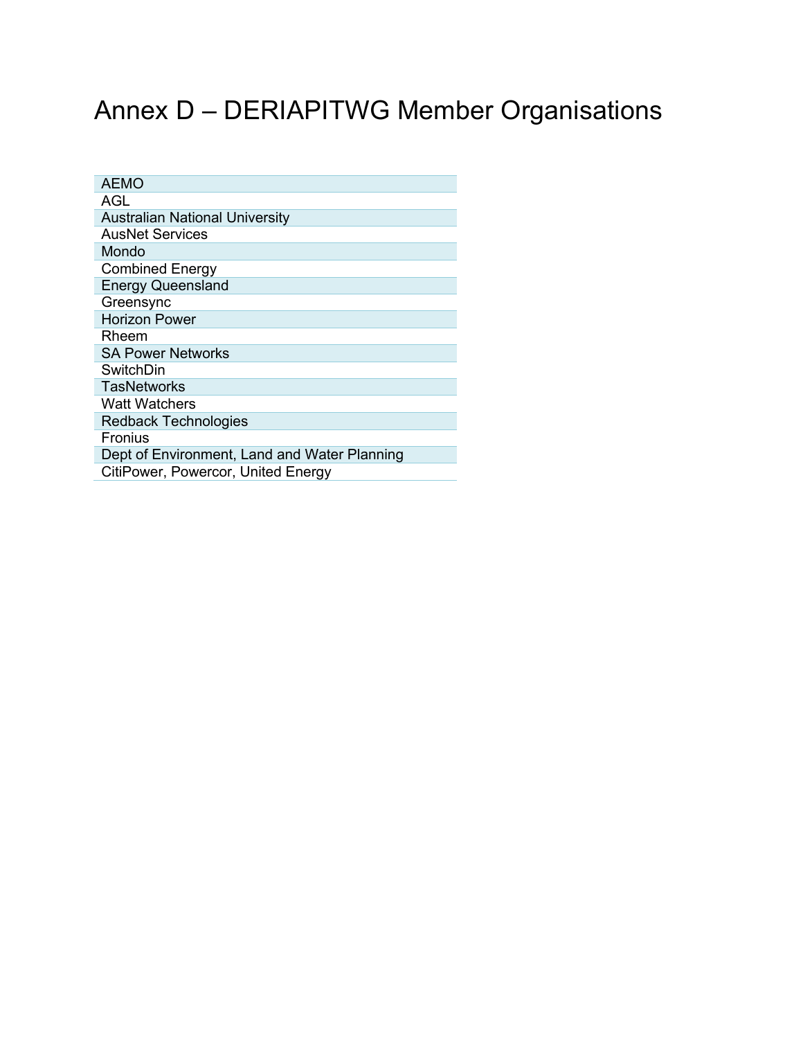# Annex D – DERIAPITWG Member Organisations

| |
|---|
| AEMO |
| AGL |
| Australian National University |
| AusNet Services |
| Mondo |
| Combined Energy |
| Energy Queensland |
| Greensync |
| Horizon Power |
| Rheem |
| SA Power Networks |
| SwitchDin |
| TasNetworks |
| Watt Watchers |
| Redback Technologies |
| Fronius |
| Dept of Environment, Land and Water Planning |
| CitiPower, Powercor, United Energy |